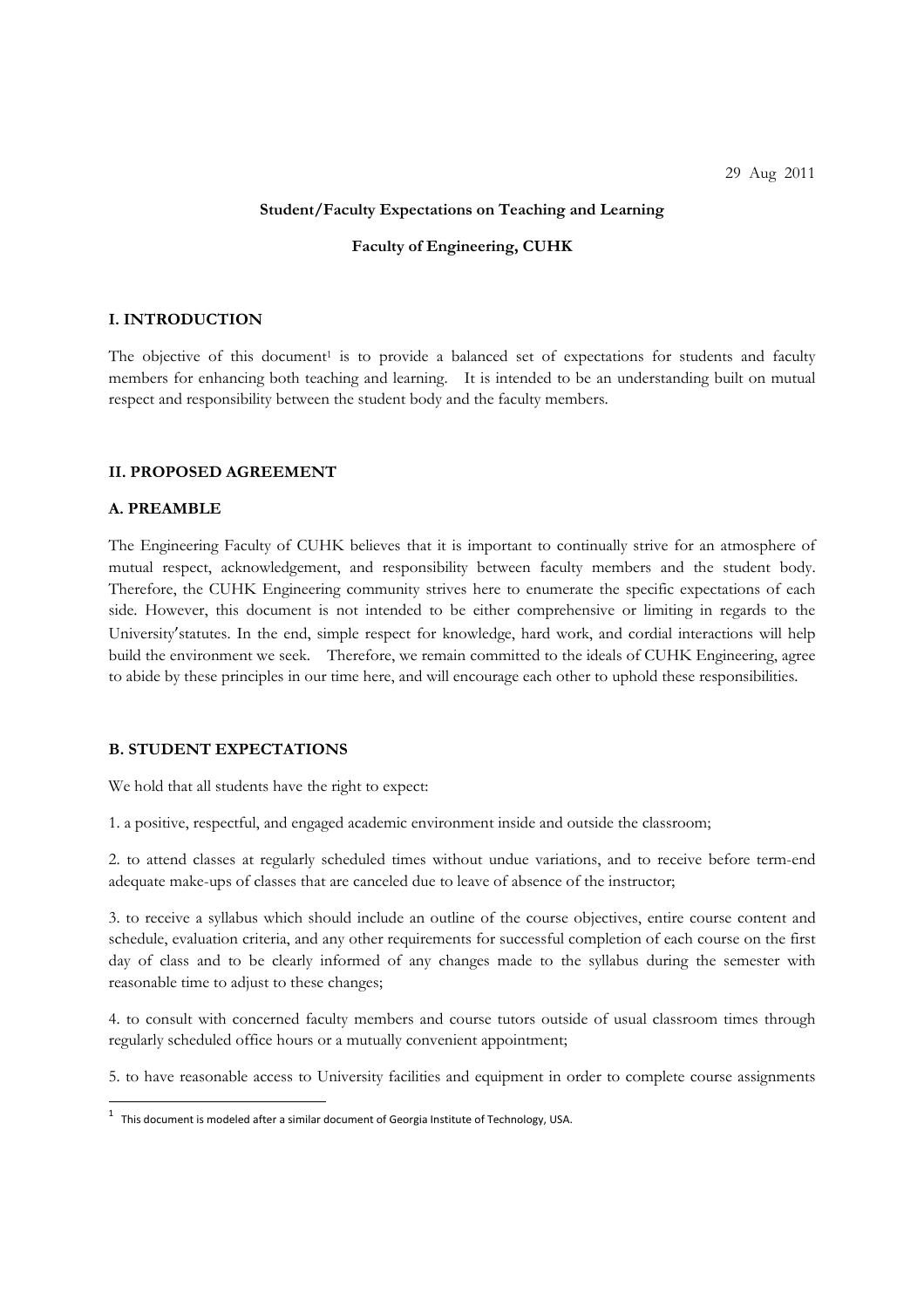29 Aug 2011

**Student/Faculty Expectations on Teaching and Learning**

**Faculty of Engineering, CUHK**

## I. INTRODUCTION

The objective of this document[1] is to provide a balanced set of expectations for students and faculty members for enhancing both teaching and learning. It is intended to be an understanding built on mutual respect and responsibility between the student body and the faculty members.

## II. PROPOSED AGREEMENT

### A. PREAMBLE

The Engineering Faculty of CUHK believes that it is important to continually strive for an atmosphere of mutual respect, acknowledgement, and responsibility between faculty members and the student body. Therefore, the CUHK Engineering community strives here to enumerate the specific expectations of each side. However, this document is not intended to be either comprehensive or limiting in regards to the University's statutes. In the end, simple respect for knowledge, hard work, and cordial interactions will help build the environment we seek. Therefore, we remain committed to the ideals of CUHK Engineering, agree to abide by these principles in our time here, and will encourage each other to uphold these responsibilities.

### B. STUDENT EXPECTATIONS

We hold that all students have the right to expect:

1. a positive, respectful, and engaged academic environment inside and outside the classroom;

2. to attend classes at regularly scheduled times without undue variations, and to receive before term-end adequate make-ups of classes that are canceled due to leave of absence of the instructor;

3. to receive a syllabus which should include an outline of the course objectives, entire course content and schedule, evaluation criteria, and any other requirements for successful completion of each course on the first day of class and to be clearly informed of any changes made to the syllabus during the semester with reasonable time to adjust to these changes;

4. to consult with concerned faculty members and course tutors outside of usual classroom times through regularly scheduled office hours or a mutually convenient appointment;

5. to have reasonable access to University facilities and equipment in order to complete course assignments

[1] This document is modeled after a similar document of Georgia Institute of Technology, USA.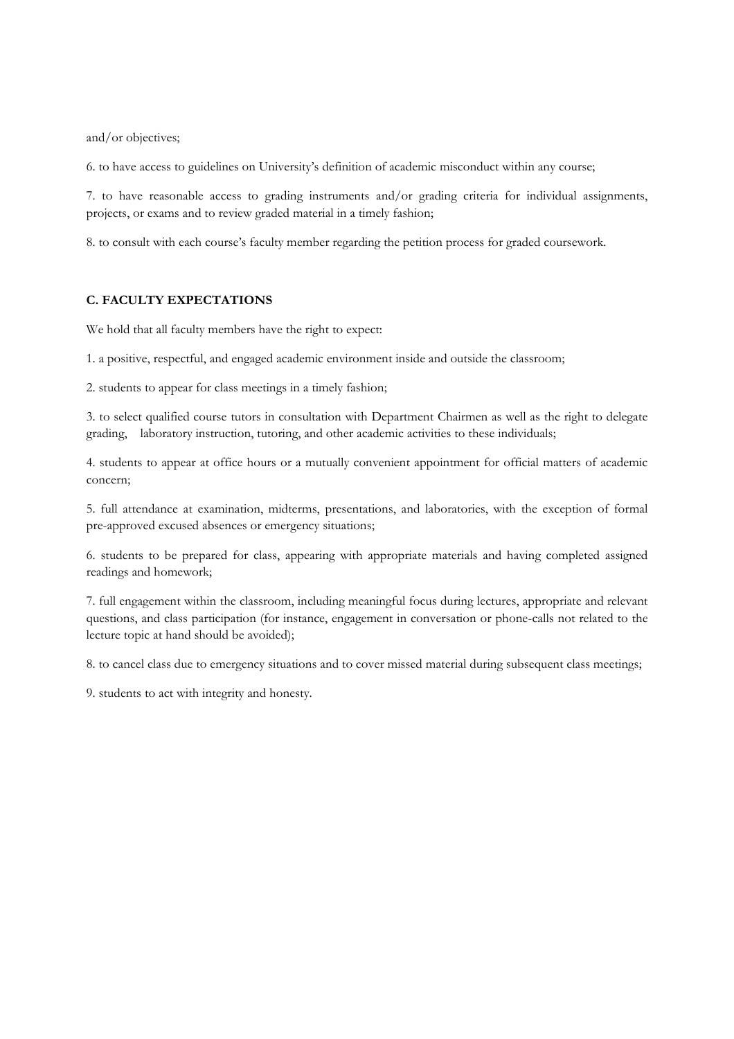and/or objectives;

6. to have access to guidelines on University's definition of academic misconduct within any course;

7. to have reasonable access to grading instruments and/or grading criteria for individual assignments, projects, or exams and to review graded material in a timely fashion;

8. to consult with each course's faculty member regarding the petition process for graded coursework.

### C. FACULTY EXPECTATIONS

We hold that all faculty members have the right to expect:

1. a positive, respectful, and engaged academic environment inside and outside the classroom;

2. students to appear for class meetings in a timely fashion;

3. to select qualified course tutors in consultation with Department Chairmen as well as the right to delegate grading, laboratory instruction, tutoring, and other academic activities to these individuals;

4. students to appear at office hours or a mutually convenient appointment for official matters of academic concern;

5. full attendance at examination, midterms, presentations, and laboratories, with the exception of formal pre-approved excused absences or emergency situations;

6. students to be prepared for class, appearing with appropriate materials and having completed assigned readings and homework;

7. full engagement within the classroom, including meaningful focus during lectures, appropriate and relevant questions, and class participation (for instance, engagement in conversation or phone-calls not related to the lecture topic at hand should be avoided);

8. to cancel class due to emergency situations and to cover missed material during subsequent class meetings;

9. students to act with integrity and honesty.